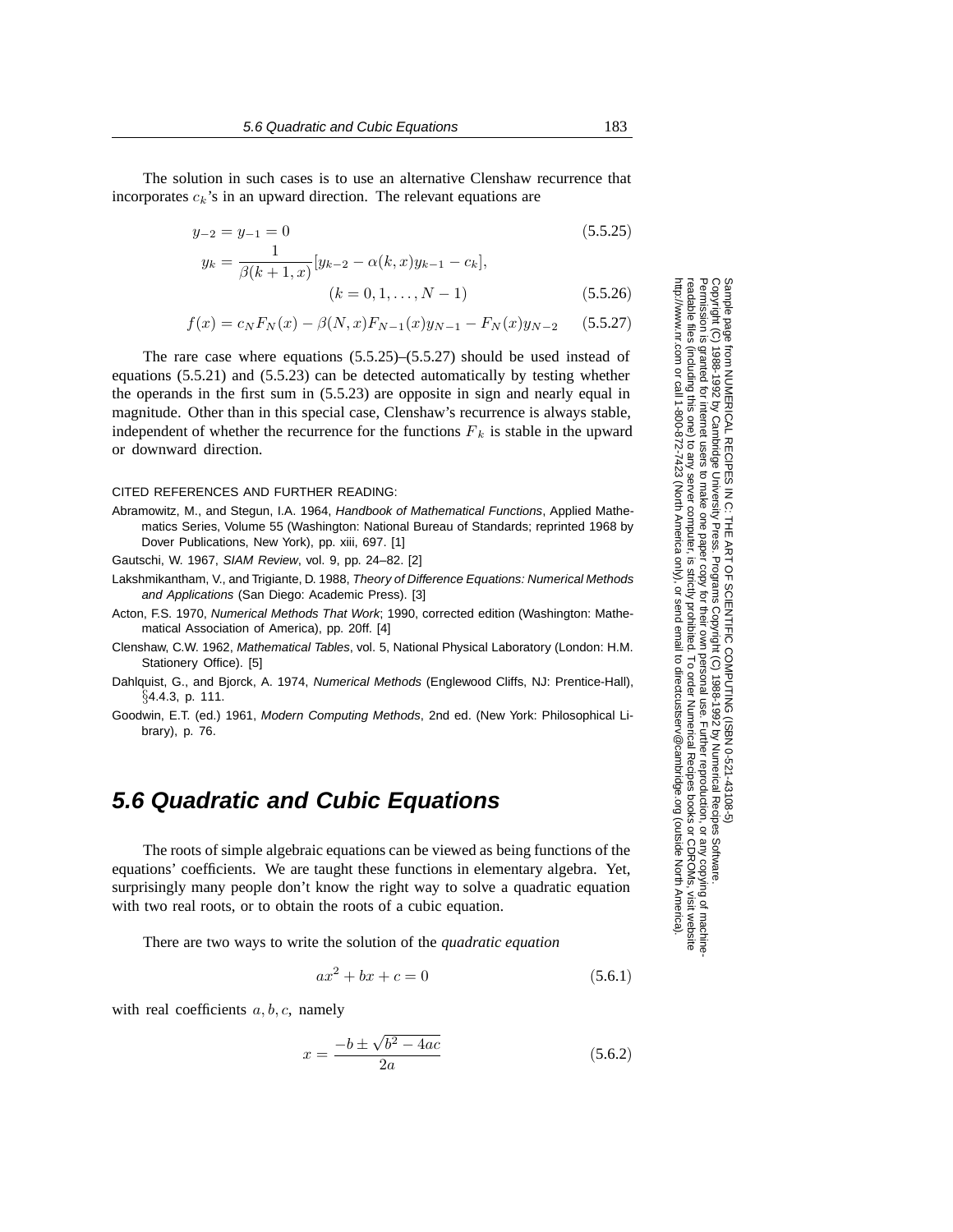The solution in such cases is to use an alternative Clenshaw recurrence that incorporates $c_k$'s in an upward direction. The relevant equations are

$$y_{-2} = y_{-1} = 0 \tag{5.5.25}$$

$$y_k = \frac{1}{\beta(k+1,x)}[y_{k-2} - \alpha(k,x)y_{k-1} - c_k], \qquad (k = 0, 1, \ldots, N-1) \tag{5.5.26}$$

$$f(x) = c_N F_N(x) - \beta(N,x)F_{N-1}(x)y_{N-1} - F_N(x)y_{N-2} \tag{5.5.27}$$

The rare case where equations (5.5.25)–(5.5.27) should be used instead of equations (5.5.21) and (5.5.23) can be detected automatically by testing whether the operands in the first sum in (5.5.23) are opposite in sign and nearly equal in magnitude. Other than in this special case, Clenshaw's recurrence is always stable, independent of whether the recurrence for the functions $F_k$ is stable in the upward or downward direction.

CITED REFERENCES AND FURTHER READING:

Abramowitz, M., and Stegun, I.A. 1964, *Handbook of Mathematical Functions*, Applied Mathematics Series, Volume 55 (Washington: National Bureau of Standards; reprinted 1968 by Dover Publications, New York), pp. xiii, 697. [1]

Gautschi, W. 1967, *SIAM Review*, vol. 9, pp. 24–82. [2]

Lakshmikantham, V., and Trigiante, D. 1988, *Theory of Difference Equations: Numerical Methods and Applications* (San Diego: Academic Press). [3]

Acton, F.S. 1970, *Numerical Methods That Work*; 1990, corrected edition (Washington: Mathematical Association of America), pp. 20ff. [4]

Clenshaw, C.W. 1962, *Mathematical Tables*, vol. 5, National Physical Laboratory (London: H.M. Stationery Office). [5]

Dahlquist, G., and Bjorck, A. 1974, *Numerical Methods* (Englewood Cliffs, NJ: Prentice-Hall), §4.4.3, p. 111.

Goodwin, E.T. (ed.) 1961, *Modern Computing Methods*, 2nd ed. (New York: Philosophical Library), p. 76.

## 5.6 Quadratic and Cubic Equations

The roots of simple algebraic equations can be viewed as being functions of the equations' coefficients. We are taught these functions in elementary algebra. Yet, surprisingly many people don't know the right way to solve a quadratic equation with two real roots, or to obtain the roots of a cubic equation.

There are two ways to write the solution of the *quadratic equation*

$$ax^2 + bx + c = 0 \tag{5.6.1}$$

with real coefficients $a, b, c$, namely

$$x = \frac{-b \pm \sqrt{b^2 - 4ac}}{2a} \tag{5.6.2}$$

Sample page from NUMERICAL RECIPES IN C: THE ART OF SCIENTIFIC COMPUTING (ISBN 0-521-43108-5)
Copyright (C) 1988-1992 by Cambridge University Press. Programs Copyright (C) 1988-1992 by Numerical Recipes Software.
Permission is granted for internet users to make one paper copy for their own personal use. Further reproduction, or any copying of machine-readable files (including this one) to any server computer, is strictly prohibited. To order Numerical Recipes books or CDROMs, visit website http://www.nr.com or call 1-800-872-7423 (North America only), or send email to directcustserv@cambridge.org (outside North America).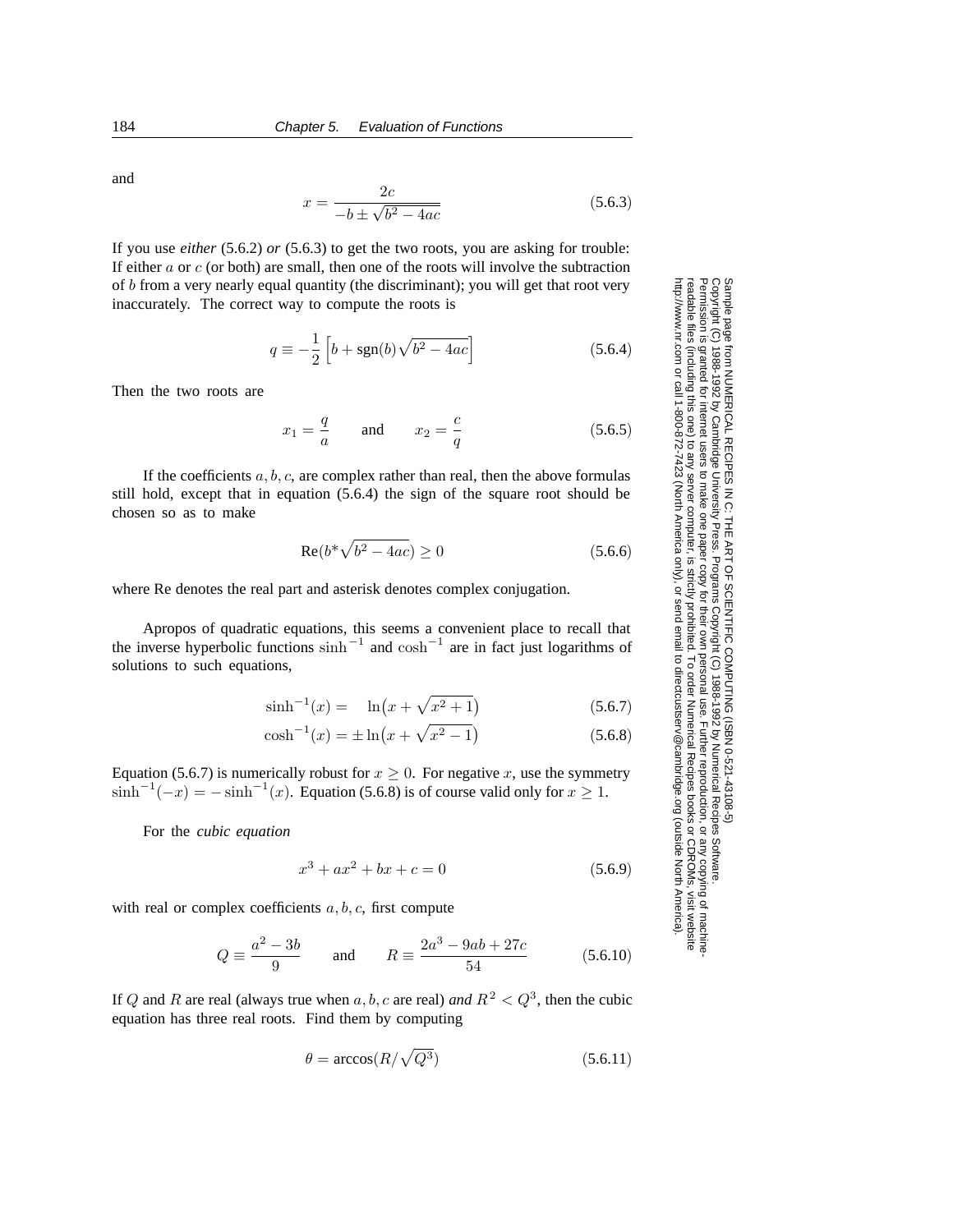and

$$x = \frac{2c}{-b \pm \sqrt{b^2 - 4ac}} \tag{5.6.3}$$

If you use *either* (5.6.2) *or* (5.6.3) to get the two roots, you are asking for trouble: If either $a$ or $c$ (or both) are small, then one of the roots will involve the subtraction of $b$ from a very nearly equal quantity (the discriminant); you will get that root very inaccurately. The correct way to compute the roots is

$$q \equiv -\frac{1}{2}\left[b + \text{sgn}(b)\sqrt{b^2 - 4ac}\right] \tag{5.6.4}$$

Then the two roots are

$$x_1 = \frac{q}{a} \qquad \text{and} \qquad x_2 = \frac{c}{q} \tag{5.6.5}$$

If the coefficients $a, b, c$, are complex rather than real, then the above formulas still hold, except that in equation (5.6.4) the sign of the square root should be chosen so as to make

$$\text{Re}(b^* \sqrt{b^2 - 4ac}) \geq 0 \tag{5.6.6}$$

where Re denotes the real part and asterisk denotes complex conjugation.

Apropos of quadratic equations, this seems a convenient place to recall that the inverse hyperbolic functions $\sinh^{-1}$ and $\cosh^{-1}$ are in fact just logarithms of solutions to such equations,

$$\sinh^{-1}(x) = \quad \ln\left(x + \sqrt{x^2 + 1}\right) \tag{5.6.7}$$

$$\cosh^{-1}(x) = \pm \ln\left(x + \sqrt{x^2 - 1}\right) \tag{5.6.8}$$

Equation (5.6.7) is numerically robust for $x \geq 0$. For negative $x$, use the symmetry $\sinh^{-1}(-x) = -\sinh^{-1}(x)$. Equation (5.6.8) is of course valid only for $x \geq 1$.

For the *cubic equation*

$$x^3 + ax^2 + bx + c = 0 \tag{5.6.9}$$

with real or complex coefficients $a, b, c$, first compute

$$Q \equiv \frac{a^2 - 3b}{9} \qquad \text{and} \qquad R \equiv \frac{2a^3 - 9ab + 27c}{54} \tag{5.6.10}$$

If $Q$ and $R$ are real (always true when $a, b, c$ are real) *and* $R^2 < Q^3$, then the cubic equation has three real roots. Find them by computing

$$\theta = \arccos(R/\sqrt{Q^3}) \tag{5.6.11}$$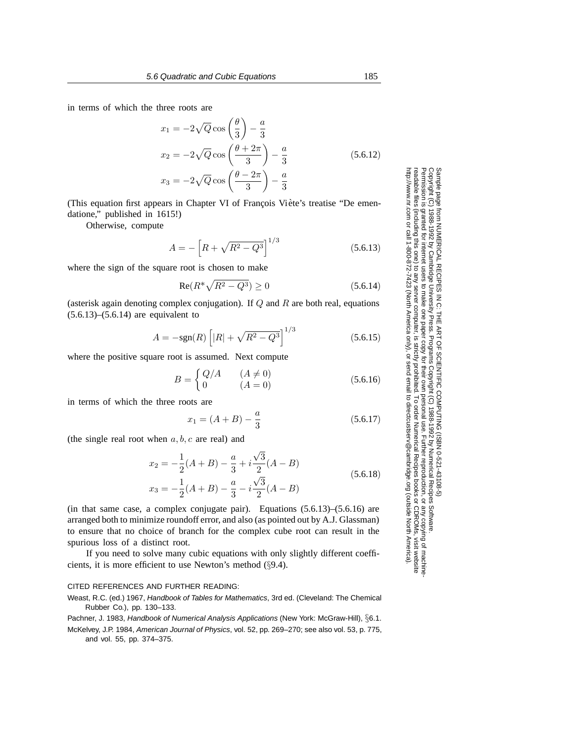in terms of which the three roots are

$$
\begin{aligned}
x_1 &= -2\sqrt{Q}\cos\left(\frac{\theta}{3}\right) - \frac{a}{3} \\
x_2 &= -2\sqrt{Q}\cos\left(\frac{\theta+2\pi}{3}\right) - \frac{a}{3} \\
x_3 &= -2\sqrt{Q}\cos\left(\frac{\theta-2\pi}{3}\right) - \frac{a}{3}
\end{aligned}
\tag{5.6.12}
$$

(This equation first appears in Chapter VI of François Viète's treatise "De emendatione," published in 1615!)

Otherwise, compute

$$
A = -\left[R + \sqrt{R^2 - Q^3}\right]^{1/3} \tag{5.6.13}
$$

where the sign of the square root is chosen to make

$$
\mathrm{Re}(R^* \sqrt{R^2 - Q^3}) \geq 0 \tag{5.6.14}
$$

(asterisk again denoting complex conjugation). If $Q$ and $R$ are both real, equations (5.6.13)–(5.6.14) are equivalent to

$$
A = -\mathrm{sgn}(R)\left[|R| + \sqrt{R^2 - Q^3}\right]^{1/3} \tag{5.6.15}
$$

where the positive square root is assumed. Next compute

$$
B = \begin{cases} Q/A & (A \neq 0) \\ 0 & (A = 0) \end{cases} \tag{5.6.16}
$$

in terms of which the three roots are

$$
x_1 = (A+B) - \frac{a}{3} \tag{5.6.17}
$$

(the single real root when $a, b, c$ are real) and

$$
\begin{aligned}
x_2 &= -\frac{1}{2}(A+B) - \frac{a}{3} + i\frac{\sqrt{3}}{2}(A-B) \\
x_3 &= -\frac{1}{2}(A+B) - \frac{a}{3} - i\frac{\sqrt{3}}{2}(A-B)
\end{aligned}
\tag{5.6.18}
$$

(in that same case, a complex conjugate pair). Equations (5.6.13)–(5.6.16) are arranged both to minimize roundoff error, and also (as pointed out by A.J. Glassman) to ensure that no choice of branch for the complex cube root can result in the spurious loss of a distinct root.

If you need to solve many cubic equations with only slightly different coefficients, it is more efficient to use Newton's method (§9.4).

CITED REFERENCES AND FURTHER READING:

Weast, R.C. (ed.) 1967, *Handbook of Tables for Mathematics*, 3rd ed. (Cleveland: The Chemical Rubber Co.), pp. 130–133.

Pachner, J. 1983, *Handbook of Numerical Analysis Applications* (New York: McGraw-Hill), §6.1.

McKelvey, J.P. 1984, *American Journal of Physics*, vol. 52, pp. 269–270; see also vol. 53, p. 775, and vol. 55, pp. 374–375.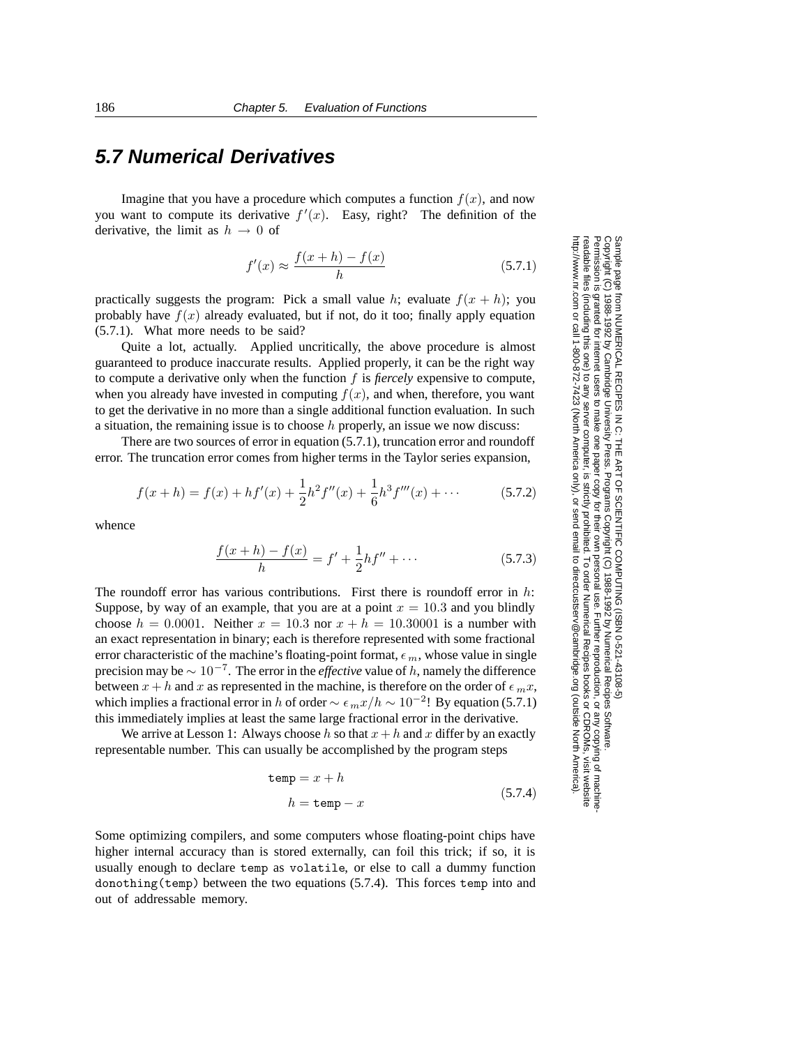## 5.7 Numerical Derivatives

Imagine that you have a procedure which computes a function $f(x)$, and now you want to compute its derivative $f'(x)$. Easy, right? The definition of the derivative, the limit as $h \to 0$ of

$$f'(x) \approx \frac{f(x+h) - f(x)}{h} \tag{5.7.1}$$

practically suggests the program: Pick a small value $h$; evaluate $f(x+h)$; you probably have $f(x)$ already evaluated, but if not, do it too; finally apply equation (5.7.1). What more needs to be said?

Quite a lot, actually. Applied uncritically, the above procedure is almost guaranteed to produce inaccurate results. Applied properly, it can be the right way to compute a derivative only when the function $f$ is *fiercely* expensive to compute, when you already have invested in computing $f(x)$, and when, therefore, you want to get the derivative in no more than a single additional function evaluation. In such a situation, the remaining issue is to choose $h$ properly, an issue we now discuss:

There are two sources of error in equation (5.7.1), truncation error and roundoff error. The truncation error comes from higher terms in the Taylor series expansion,

$$f(x+h) = f(x) + hf'(x) + \frac{1}{2}h^2 f''(x) + \frac{1}{6}h^3 f'''(x) + \cdots \tag{5.7.2}$$

whence

$$\frac{f(x+h) - f(x)}{h} = f' + \frac{1}{2}hf'' + \cdots \tag{5.7.3}$$

The roundoff error has various contributions. First there is roundoff error in $h$: Suppose, by way of an example, that you are at a point $x = 10.3$ and you blindly choose $h = 0.0001$. Neither $x = 10.3$ nor $x + h = 10.30001$ is a number with an exact representation in binary; each is therefore represented with some fractional error characteristic of the machine's floating-point format, $\epsilon_m$, whose value in single precision may be $\sim 10^{-7}$. The error in the *effective* value of $h$, namely the difference between $x + h$ and $x$ as represented in the machine, is therefore on the order of $\epsilon_m x$, which implies a fractional error in $h$ of order $\sim \epsilon_m x/h \sim 10^{-2}$! By equation (5.7.1) this immediately implies at least the same large fractional error in the derivative.

We arrive at Lesson 1: Always choose $h$ so that $x + h$ and $x$ differ by an exactly representable number. This can usually be accomplished by the program steps

$$\begin{aligned} \texttt{temp} &= x + h \\ h &= \texttt{temp} - x \end{aligned} \tag{5.7.4}$$

Some optimizing compilers, and some computers whose floating-point chips have higher internal accuracy than is stored externally, can foil this trick; if so, it is usually enough to declare `temp` as `volatile`, or else to call a dummy function `donothing(temp)` between the two equations (5.7.4). This forces `temp` into and out of addressable memory.